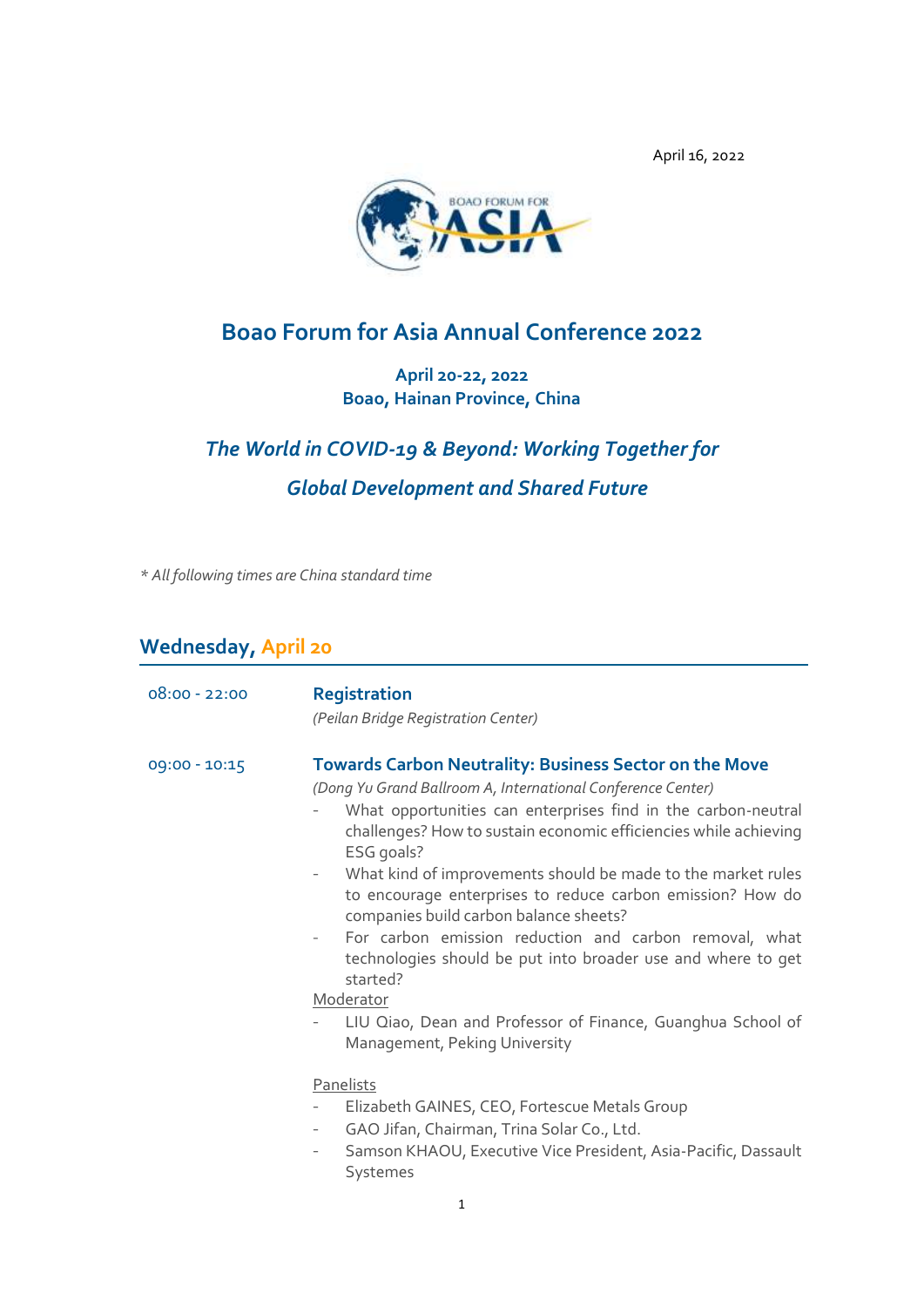April 16, 2022

# Boao Forum for Asia Annual Conference 2022

**April 20-22, 2022**
**Boao, Hainan Province, China**

## *The World in COVID-19 & Beyond: Working Together for Global Development and Shared Future*

*\* All following times are China standard time*

## Wednesday, April 20

**08:00 - 22:00** **Registration**
*(Peilan Bridge Registration Center)*

**09:00 - 10:15** **Towards Carbon Neutrality: Business Sector on the Move**
*(Dong Yu Grand Ballroom A, International Conference Center)*

- What opportunities can enterprises find in the carbon-neutral challenges? How to sustain economic efficiencies while achieving ESG goals?
- What kind of improvements should be made to the market rules to encourage enterprises to reduce carbon emission? How do companies build carbon balance sheets?
- For carbon emission reduction and carbon removal, what technologies should be put into broader use and where to get started?

Moderator

- LIU Qiao, Dean and Professor of Finance, Guanghua School of Management, Peking University

Panelists

- Elizabeth GAINES, CEO, Fortescue Metals Group
- GAO Jifan, Chairman, Trina Solar Co., Ltd.
- Samson KHAOU, Executive Vice President, Asia-Pacific, Dassault Systemes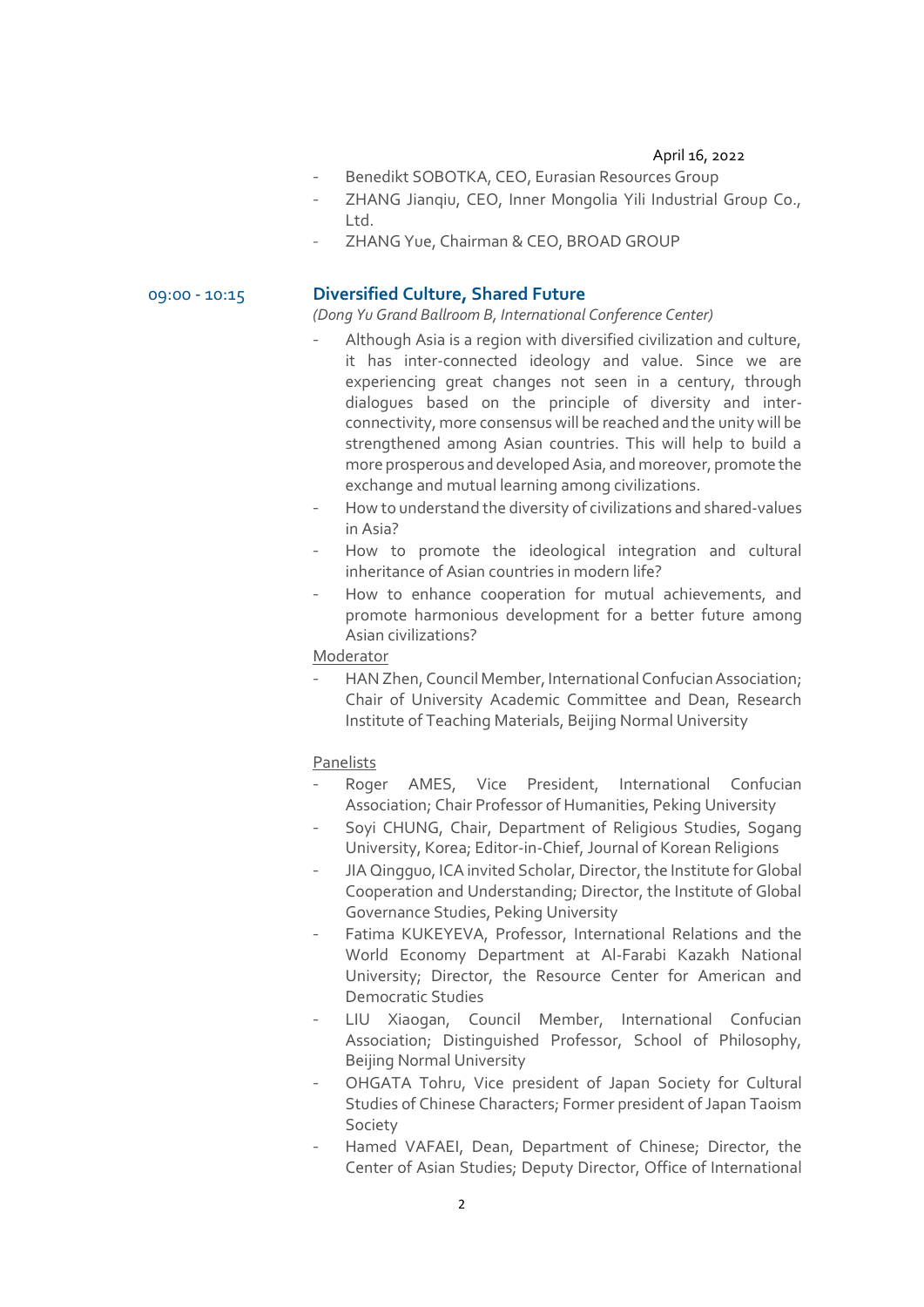April 16, 2022

- Benedikt SOBOTKA, CEO, Eurasian Resources Group
- ZHANG Jianqiu, CEO, Inner Mongolia Yili Industrial Group Co., Ltd.
- ZHANG Yue, Chairman & CEO, BROAD GROUP

09:00 - 10:15

## Diversified Culture, Shared Future

*(Dong Yu Grand Ballroom B, International Conference Center)*

- Although Asia is a region with diversified civilization and culture, it has inter-connected ideology and value. Since we are experiencing great changes not seen in a century, through dialogues based on the principle of diversity and inter-connectivity, more consensus will be reached and the unity will be strengthened among Asian countries. This will help to build a more prosperous and developed Asia, and moreover, promote the exchange and mutual learning among civilizations.
- How to understand the diversity of civilizations and shared-values in Asia?
- How to promote the ideological integration and cultural inheritance of Asian countries in modern life?
- How to enhance cooperation for mutual achievements, and promote harmonious development for a better future among Asian civilizations?

Moderator

- HAN Zhen, Council Member, International Confucian Association; Chair of University Academic Committee and Dean, Research Institute of Teaching Materials, Beijing Normal University

Panelists

- Roger AMES, Vice President, International Confucian Association; Chair Professor of Humanities, Peking University
- Soyi CHUNG, Chair, Department of Religious Studies, Sogang University, Korea; Editor-in-Chief, Journal of Korean Religions
- JIA Qingguo, ICA invited Scholar, Director, the Institute for Global Cooperation and Understanding; Director, the Institute of Global Governance Studies, Peking University
- Fatima KUKEYEVA, Professor, International Relations and the World Economy Department at Al-Farabi Kazakh National University; Director, the Resource Center for American and Democratic Studies
- LIU Xiaogan, Council Member, International Confucian Association; Distinguished Professor, School of Philosophy, Beijing Normal University
- OHGATA Tohru, Vice president of Japan Society for Cultural Studies of Chinese Characters; Former president of Japan Taoism Society
- Hamed VAFAEI, Dean, Department of Chinese; Director, the Center of Asian Studies; Deputy Director, Office of International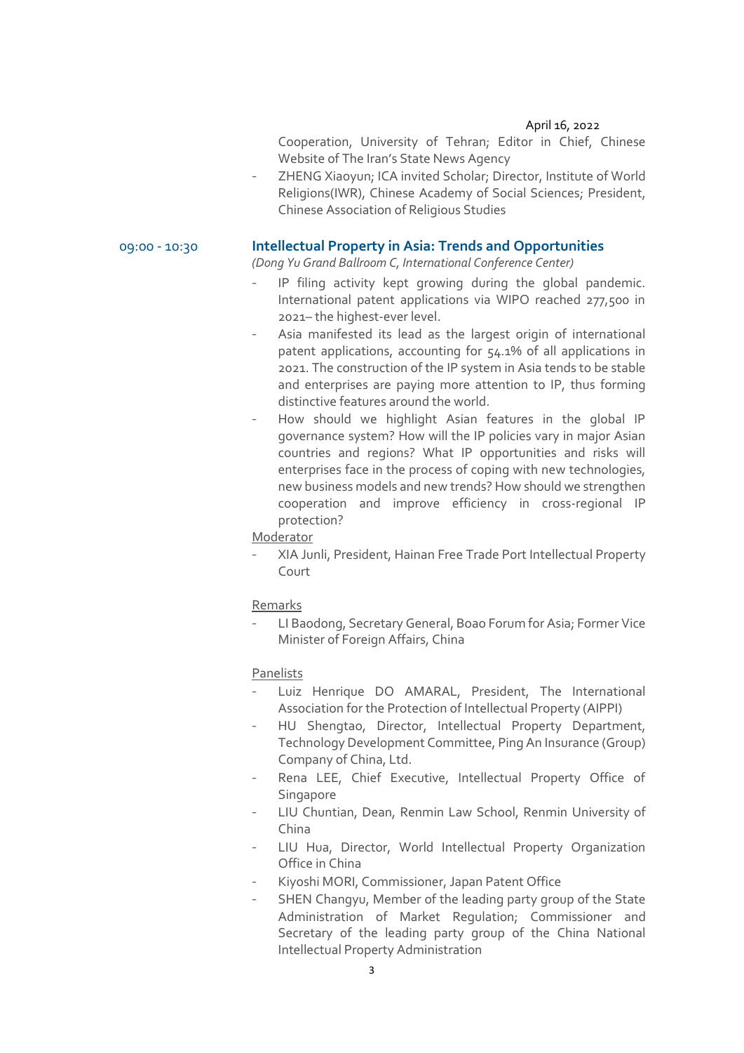April 16, 2022

Cooperation, University of Tehran; Editor in Chief, Chinese Website of The Iran's State News Agency

- ZHENG Xiaoyun; ICA invited Scholar; Director, Institute of World Religions(IWR), Chinese Academy of Social Sciences; President, Chinese Association of Religious Studies

09:00 - 10:30

## Intellectual Property in Asia: Trends and Opportunities

*(Dong Yu Grand Ballroom C, International Conference Center)*

- IP filing activity kept growing during the global pandemic. International patent applications via WIPO reached 277,500 in 2021– the highest-ever level.
- Asia manifested its lead as the largest origin of international patent applications, accounting for 54.1% of all applications in 2021. The construction of the IP system in Asia tends to be stable and enterprises are paying more attention to IP, thus forming distinctive features around the world.
- How should we highlight Asian features in the global IP governance system? How will the IP policies vary in major Asian countries and regions? What IP opportunities and risks will enterprises face in the process of coping with new technologies, new business models and new trends? How should we strengthen cooperation and improve efficiency in cross-regional IP protection?

Moderator

- XIA Junli, President, Hainan Free Trade Port Intellectual Property Court

Remarks

- LI Baodong, Secretary General, Boao Forum for Asia; Former Vice Minister of Foreign Affairs, China

Panelists

- Luiz Henrique DO AMARAL, President, The International Association for the Protection of Intellectual Property (AIPPI)
- HU Shengtao, Director, Intellectual Property Department, Technology Development Committee, Ping An Insurance (Group) Company of China, Ltd.
- Rena LEE, Chief Executive, Intellectual Property Office of Singapore
- LIU Chuntian, Dean, Renmin Law School, Renmin University of China
- LIU Hua, Director, World Intellectual Property Organization Office in China
- Kiyoshi MORI, Commissioner, Japan Patent Office
- SHEN Changyu, Member of the leading party group of the State Administration of Market Regulation; Commissioner and Secretary of the leading party group of the China National Intellectual Property Administration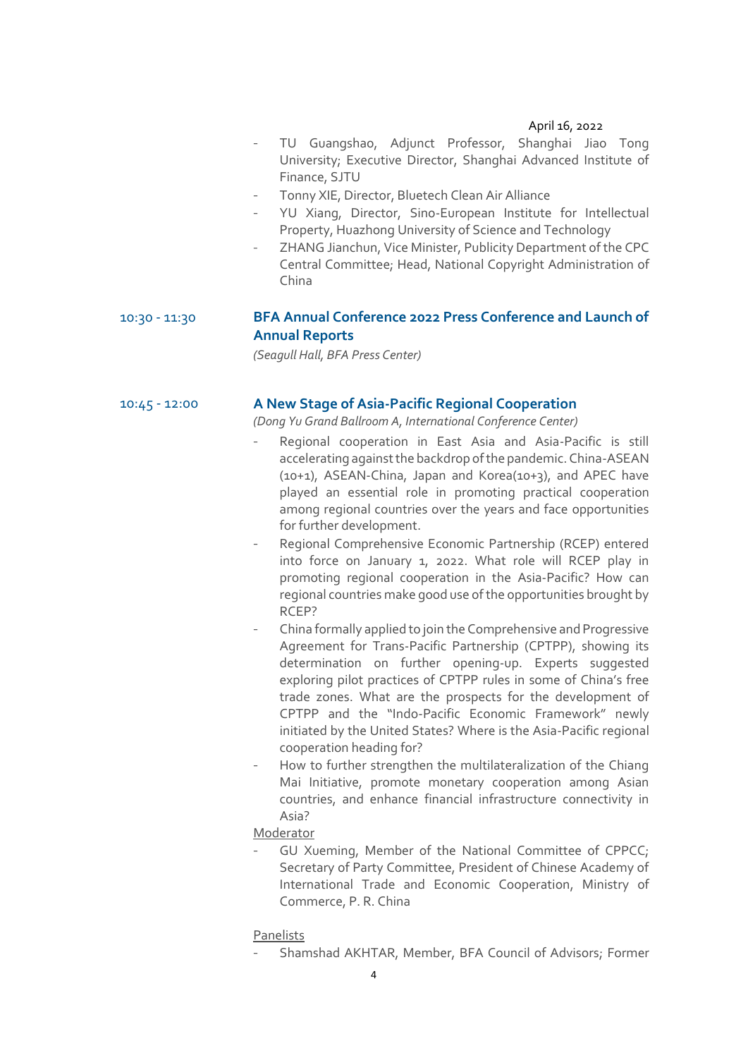April 16, 2022

- TU Guangshao, Adjunct Professor, Shanghai Jiao Tong University; Executive Director, Shanghai Advanced Institute of Finance, SJTU
- Tonny XIE, Director, Bluetech Clean Air Alliance
- YU Xiang, Director, Sino-European Institute for Intellectual Property, Huazhong University of Science and Technology
- ZHANG Jianchun, Vice Minister, Publicity Department of the CPC Central Committee; Head, National Copyright Administration of China

10:30 - 11:30

### BFA Annual Conference 2022 Press Conference and Launch of Annual Reports

*(Seagull Hall, BFA Press Center)*

10:45 - 12:00

### A New Stage of Asia-Pacific Regional Cooperation

*(Dong Yu Grand Ballroom A, International Conference Center)*

- Regional cooperation in East Asia and Asia-Pacific is still accelerating against the backdrop of the pandemic. China-ASEAN (10+1), ASEAN-China, Japan and Korea(10+3), and APEC have played an essential role in promoting practical cooperation among regional countries over the years and face opportunities for further development.
- Regional Comprehensive Economic Partnership (RCEP) entered into force on January 1, 2022. What role will RCEP play in promoting regional cooperation in the Asia-Pacific? How can regional countries make good use of the opportunities brought by RCEP?
- China formally applied to join the Comprehensive and Progressive Agreement for Trans-Pacific Partnership (CPTPP), showing its determination on further opening-up. Experts suggested exploring pilot practices of CPTPP rules in some of China's free trade zones. What are the prospects for the development of CPTPP and the "Indo-Pacific Economic Framework" newly initiated by the United States? Where is the Asia-Pacific regional cooperation heading for?
- How to further strengthen the multilateralization of the Chiang Mai Initiative, promote monetary cooperation among Asian countries, and enhance financial infrastructure connectivity in Asia?

Moderator

- GU Xueming, Member of the National Committee of CPPCC; Secretary of Party Committee, President of Chinese Academy of International Trade and Economic Cooperation, Ministry of Commerce, P. R. China

Panelists

- Shamshad AKHTAR, Member, BFA Council of Advisors; Former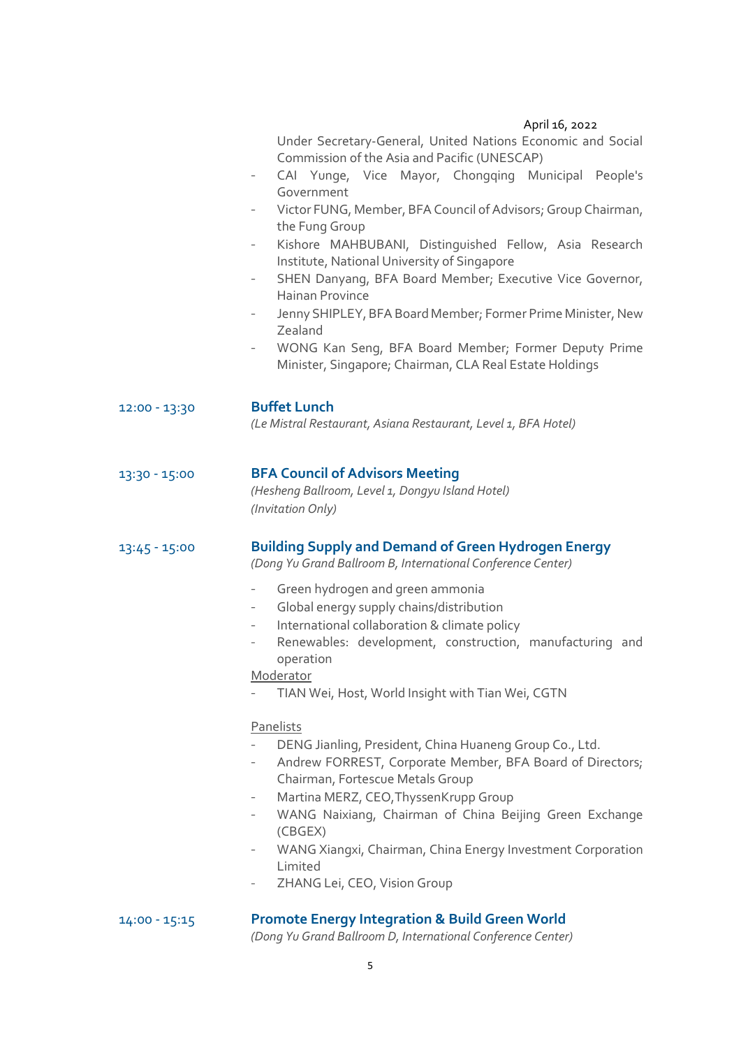April 16, 2022

Under Secretary-General, United Nations Economic and Social Commission of the Asia and Pacific (UNESCAP)
- CAI Yunge, Vice Mayor, Chongqing Municipal People's Government
- Victor FUNG, Member, BFA Council of Advisors; Group Chairman, the Fung Group
- Kishore MAHBUBANI, Distinguished Fellow, Asia Research Institute, National University of Singapore
- SHEN Danyang, BFA Board Member; Executive Vice Governor, Hainan Province
- Jenny SHIPLEY, BFA Board Member; Former Prime Minister, New Zealand
- WONG Kan Seng, BFA Board Member; Former Deputy Prime Minister, Singapore; Chairman, CLA Real Estate Holdings

12:00 - 13:30 **Buffet Lunch**

*(Le Mistral Restaurant, Asiana Restaurant, Level 1, BFA Hotel)*

13:30 - 15:00 **BFA Council of Advisors Meeting**

*(Hesheng Ballroom, Level 1, Dongyu Island Hotel)*
*(Invitation Only)*

13:45 - 15:00 **Building Supply and Demand of Green Hydrogen Energy**

*(Dong Yu Grand Ballroom B, International Conference Center)*

- Green hydrogen and green ammonia
- Global energy supply chains/distribution
- International collaboration & climate policy
- Renewables: development, construction, manufacturing and operation

Moderator
- TIAN Wei, Host, World Insight with Tian Wei, CGTN

Panelists
- DENG Jianling, President, China Huaneng Group Co., Ltd.
- Andrew FORREST, Corporate Member, BFA Board of Directors; Chairman, Fortescue Metals Group
- Martina MERZ, CEO,ThyssenKrupp Group
- WANG Naixiang, Chairman of China Beijing Green Exchange (CBGEX)
- WANG Xiangxi, Chairman, China Energy Investment Corporation Limited
- ZHANG Lei, CEO, Vision Group

14:00 - 15:15 **Promote Energy Integration & Build Green World**

*(Dong Yu Grand Ballroom D, International Conference Center)*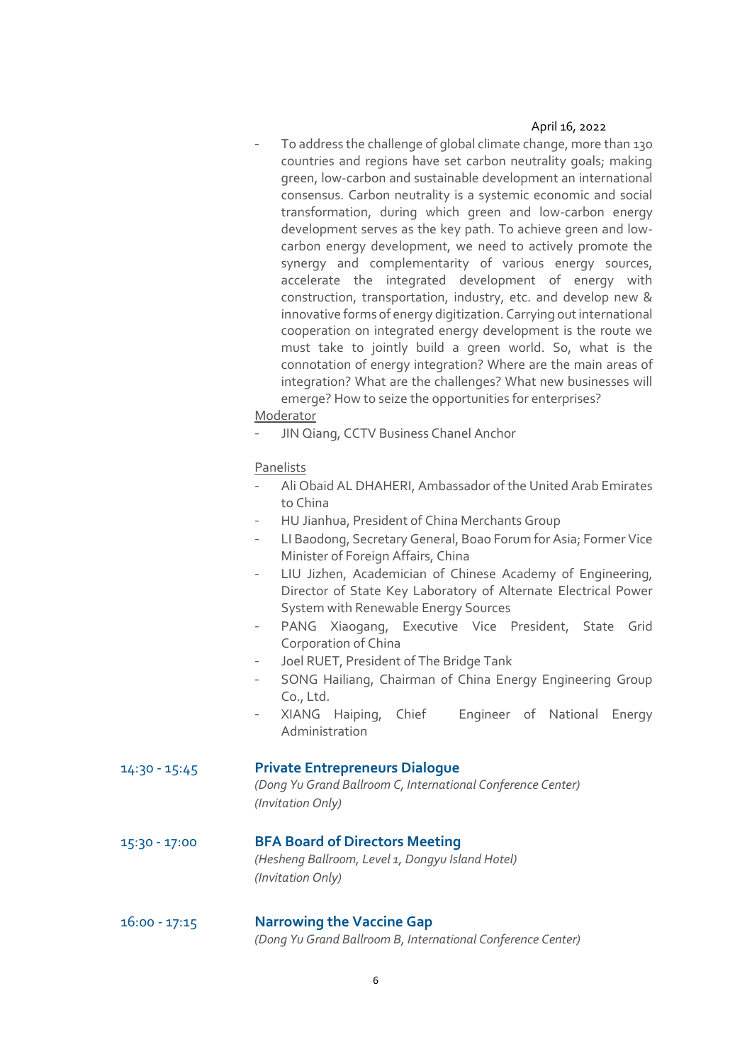April 16, 2022

- To address the challenge of global climate change, more than 130 countries and regions have set carbon neutrality goals; making green, low-carbon and sustainable development an international consensus. Carbon neutrality is a systemic economic and social transformation, during which green and low-carbon energy development serves as the key path. To achieve green and low-carbon energy development, we need to actively promote the synergy and complementarity of various energy sources, accelerate the integrated development of energy with construction, transportation, industry, etc. and develop new & innovative forms of energy digitization. Carrying out international cooperation on integrated energy development is the route we must take to jointly build a green world. So, what is the connotation of energy integration? Where are the main areas of integration? What are the challenges? What new businesses will emerge? How to seize the opportunities for enterprises?

Moderator

- JIN Qiang, CCTV Business Chanel Anchor

Panelists

- Ali Obaid AL DHAHERI, Ambassador of the United Arab Emirates to China
- HU Jianhua, President of China Merchants Group
- LI Baodong, Secretary General, Boao Forum for Asia; Former Vice Minister of Foreign Affairs, China
- LIU Jizhen, Academician of Chinese Academy of Engineering, Director of State Key Laboratory of Alternate Electrical Power System with Renewable Energy Sources
- PANG Xiaogang, Executive Vice President, State Grid Corporation of China
- Joel RUET, President of The Bridge Tank
- SONG Hailiang, Chairman of China Energy Engineering Group Co., Ltd.
- XIANG Haiping, Chief Engineer of National Energy Administration

14:30 - 15:45 **Private Entrepreneurs Dialogue**

*(Dong Yu Grand Ballroom C, International Conference Center)*
*(Invitation Only)*

15:30 - 17:00 **BFA Board of Directors Meeting**

*(Hesheng Ballroom, Level 1, Dongyu Island Hotel)*
*(Invitation Only)*

16:00 - 17:15 **Narrowing the Vaccine Gap**

*(Dong Yu Grand Ballroom B, International Conference Center)*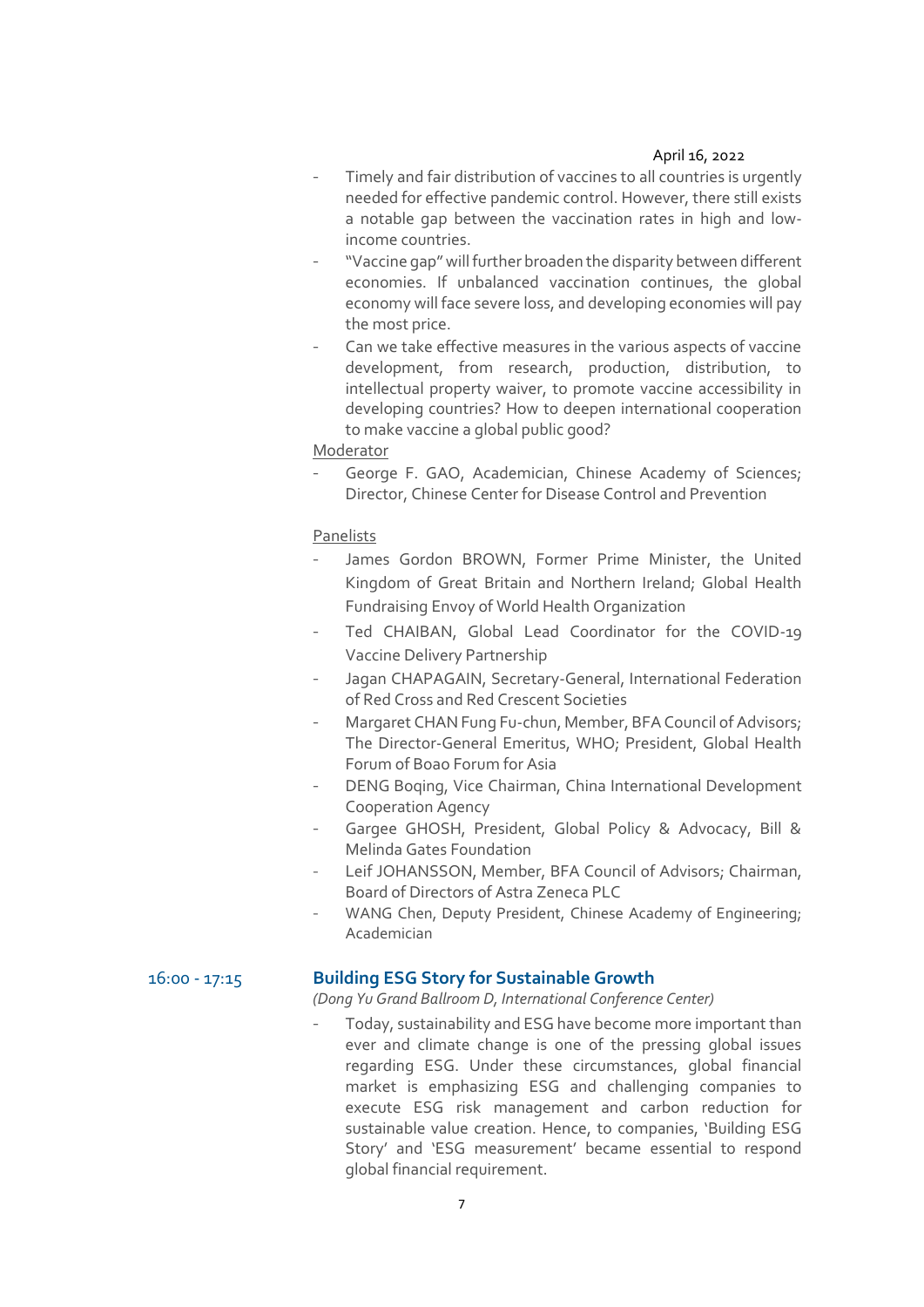April 16, 2022

- Timely and fair distribution of vaccines to all countries is urgently needed for effective pandemic control. However, there still exists a notable gap between the vaccination rates in high and low-income countries.
- "Vaccine gap" will further broaden the disparity between different economies. If unbalanced vaccination continues, the global economy will face severe loss, and developing economies will pay the most price.
- Can we take effective measures in the various aspects of vaccine development, from research, production, distribution, to intellectual property waiver, to promote vaccine accessibility in developing countries? How to deepen international cooperation to make vaccine a global public good?

Moderator

- George F. GAO, Academician, Chinese Academy of Sciences; Director, Chinese Center for Disease Control and Prevention

Panelists

- James Gordon BROWN, Former Prime Minister, the United Kingdom of Great Britain and Northern Ireland; Global Health Fundraising Envoy of World Health Organization
- Ted CHAIBAN, Global Lead Coordinator for the COVID-19 Vaccine Delivery Partnership
- Jagan CHAPAGAIN, Secretary-General, International Federation of Red Cross and Red Crescent Societies
- Margaret CHAN Fung Fu-chun, Member, BFA Council of Advisors; The Director-General Emeritus, WHO; President, Global Health Forum of Boao Forum for Asia
- DENG Boqing, Vice Chairman, China International Development Cooperation Agency
- Gargee GHOSH, President, Global Policy & Advocacy, Bill & Melinda Gates Foundation
- Leif JOHANSSON, Member, BFA Council of Advisors; Chairman, Board of Directors of Astra Zeneca PLC
- WANG Chen, Deputy President, Chinese Academy of Engineering; Academician

16:00 - 17:15

## Building ESG Story for Sustainable Growth

*(Dong Yu Grand Ballroom D, International Conference Center)*

- Today, sustainability and ESG have become more important than ever and climate change is one of the pressing global issues regarding ESG. Under these circumstances, global financial market is emphasizing ESG and challenging companies to execute ESG risk management and carbon reduction for sustainable value creation. Hence, to companies, 'Building ESG Story' and 'ESG measurement' became essential to respond global financial requirement.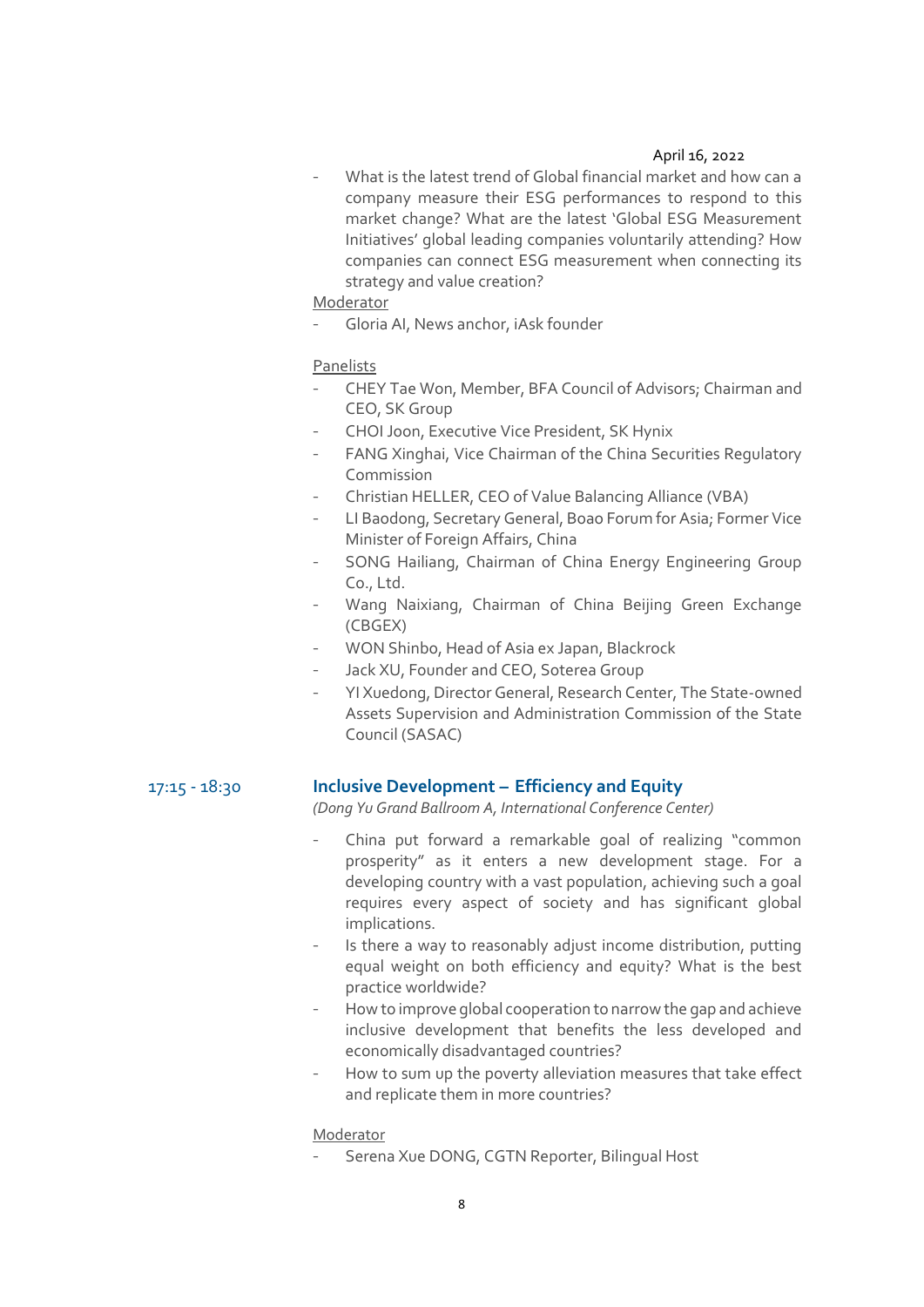April 16, 2022

- What is the latest trend of Global financial market and how can a company measure their ESG performances to respond to this market change? What are the latest 'Global ESG Measurement Initiatives' global leading companies voluntarily attending? How companies can connect ESG measurement when connecting its strategy and value creation?

Moderator

- Gloria AI, News anchor, iAsk founder

Panelists

- CHEY Tae Won, Member, BFA Council of Advisors; Chairman and CEO, SK Group
- CHOI Joon, Executive Vice President, SK Hynix
- FANG Xinghai, Vice Chairman of the China Securities Regulatory Commission
- Christian HELLER, CEO of Value Balancing Alliance (VBA)
- LI Baodong, Secretary General, Boao Forum for Asia; Former Vice Minister of Foreign Affairs, China
- SONG Hailiang, Chairman of China Energy Engineering Group Co., Ltd.
- Wang Naixiang, Chairman of China Beijing Green Exchange (CBGEX)
- WON Shinbo, Head of Asia ex Japan, Blackrock
- Jack XU, Founder and CEO, Soterea Group
- YI Xuedong, Director General, Research Center, The State-owned Assets Supervision and Administration Commission of the State Council (SASAC)

17:15 - 18:30

## Inclusive Development – Efficiency and Equity

*(Dong Yu Grand Ballroom A, International Conference Center)*

- China put forward a remarkable goal of realizing "common prosperity" as it enters a new development stage. For a developing country with a vast population, achieving such a goal requires every aspect of society and has significant global implications.
- Is there a way to reasonably adjust income distribution, putting equal weight on both efficiency and equity? What is the best practice worldwide?
- How to improve global cooperation to narrow the gap and achieve inclusive development that benefits the less developed and economically disadvantaged countries?
- How to sum up the poverty alleviation measures that take effect and replicate them in more countries?

Moderator

- Serena Xue DONG, CGTN Reporter, Bilingual Host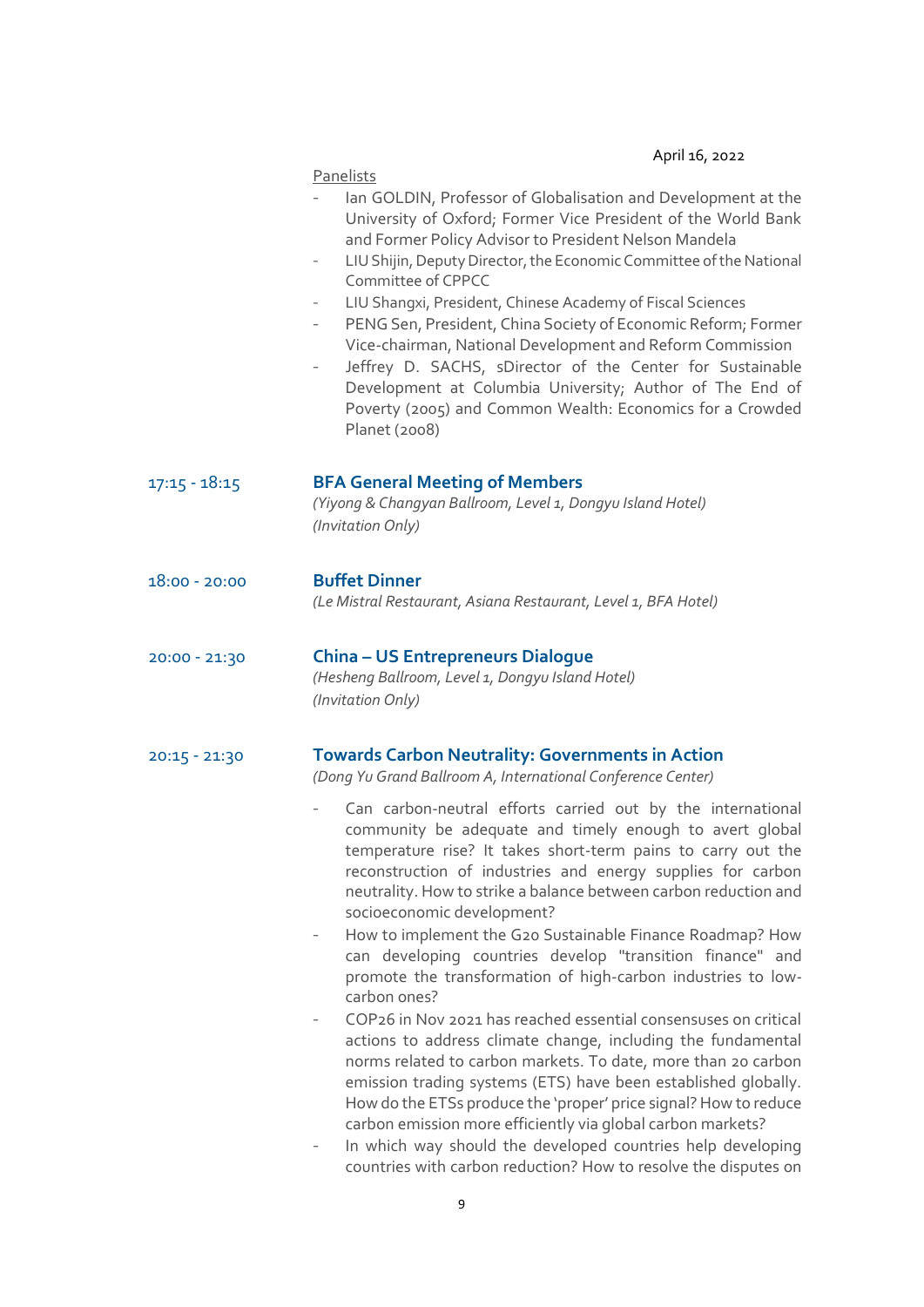April 16, 2022

Panelists

- Ian GOLDIN, Professor of Globalisation and Development at the University of Oxford; Former Vice President of the World Bank and Former Policy Advisor to President Nelson Mandela
- LIU Shijin, Deputy Director, the Economic Committee of the National Committee of CPPCC
- LIU Shangxi, President, Chinese Academy of Fiscal Sciences
- PENG Sen, President, China Society of Economic Reform; Former Vice-chairman, National Development and Reform Commission
- Jeffrey D. SACHS, sDirector of the Center for Sustainable Development at Columbia University; Author of The End of Poverty (2005) and Common Wealth: Economics for a Crowded Planet (2008)

17:15 - 18:15 **BFA General Meeting of Members**

*(Yiyong & Changyan Ballroom, Level 1, Dongyu Island Hotel)*

*(Invitation Only)*

18:00 - 20:00 **Buffet Dinner**

*(Le Mistral Restaurant, Asiana Restaurant, Level 1, BFA Hotel)*

20:00 - 21:30 **China – US Entrepreneurs Dialogue**

*(Hesheng Ballroom, Level 1, Dongyu Island Hotel)*

*(Invitation Only)*

20:15 - 21:30 **Towards Carbon Neutrality: Governments in Action**

*(Dong Yu Grand Ballroom A, International Conference Center)*

- Can carbon-neutral efforts carried out by the international community be adequate and timely enough to avert global temperature rise? It takes short-term pains to carry out the reconstruction of industries and energy supplies for carbon neutrality. How to strike a balance between carbon reduction and socioeconomic development?
- How to implement the G20 Sustainable Finance Roadmap? How can developing countries develop "transition finance" and promote the transformation of high-carbon industries to low-carbon ones?
- COP26 in Nov 2021 has reached essential consensuses on critical actions to address climate change, including the fundamental norms related to carbon markets. To date, more than 20 carbon emission trading systems (ETS) have been established globally. How do the ETSs produce the 'proper' price signal? How to reduce carbon emission more efficiently via global carbon markets?
- In which way should the developed countries help developing countries with carbon reduction? How to resolve the disputes on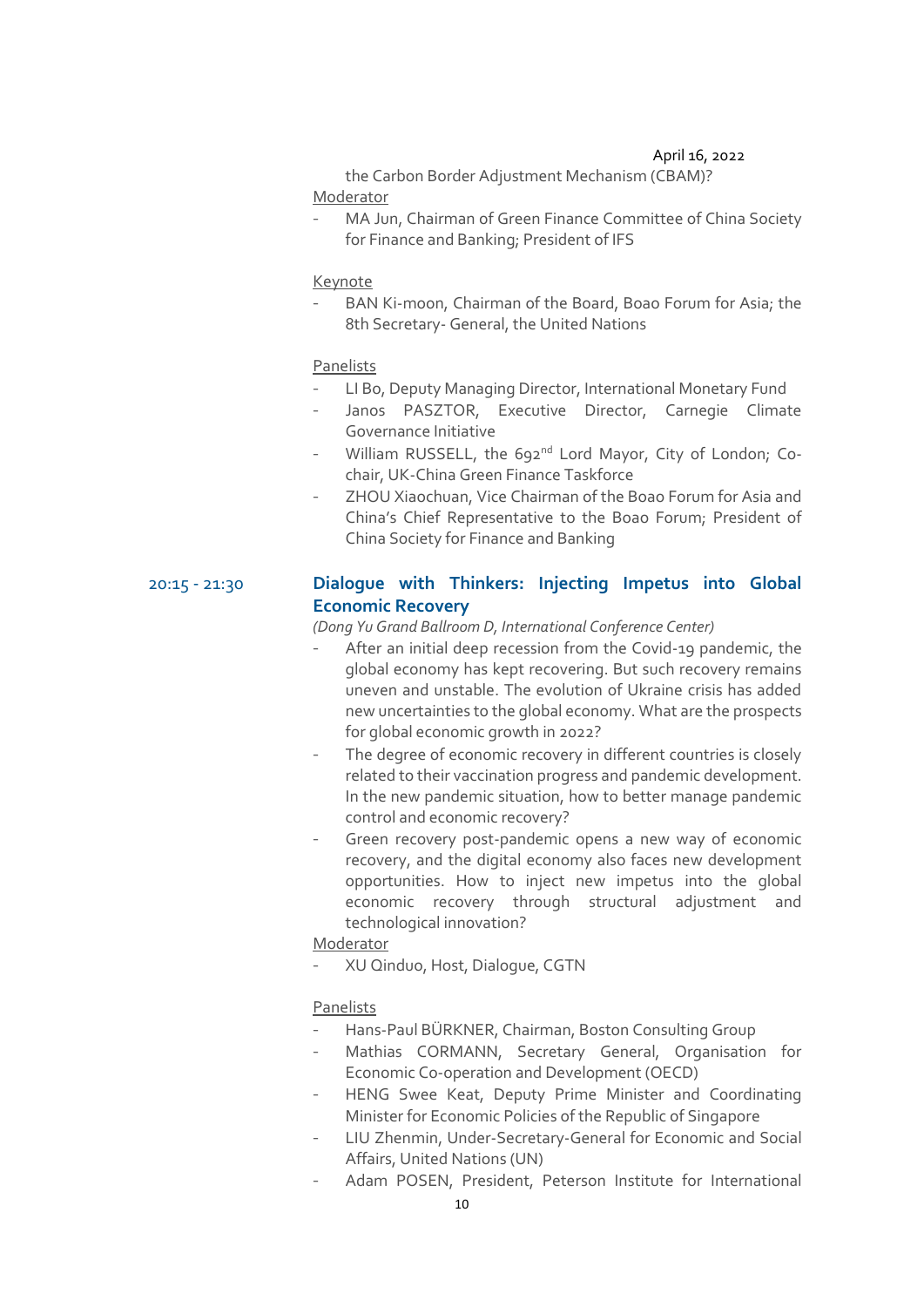April 16, 2022

the Carbon Border Adjustment Mechanism (CBAM)?

Moderator

- MA Jun, Chairman of Green Finance Committee of China Society for Finance and Banking; President of IFS

Keynote

- BAN Ki-moon, Chairman of the Board, Boao Forum for Asia; the 8th Secretary- General, the United Nations

Panelists

- LI Bo, Deputy Managing Director, International Monetary Fund
- Janos PASZTOR, Executive Director, Carnegie Climate Governance Initiative
- William RUSSELL, the 692nd Lord Mayor, City of London; Co-chair, UK-China Green Finance Taskforce
- ZHOU Xiaochuan, Vice Chairman of the Boao Forum for Asia and China's Chief Representative to the Boao Forum; President of China Society for Finance and Banking

20:15 - 21:30

## Dialogue with Thinkers: Injecting Impetus into Global Economic Recovery

*(Dong Yu Grand Ballroom D, International Conference Center)*

- After an initial deep recession from the Covid-19 pandemic, the global economy has kept recovering. But such recovery remains uneven and unstable. The evolution of Ukraine crisis has added new uncertainties to the global economy. What are the prospects for global economic growth in 2022?
- The degree of economic recovery in different countries is closely related to their vaccination progress and pandemic development. In the new pandemic situation, how to better manage pandemic control and economic recovery?
- Green recovery post-pandemic opens a new way of economic recovery, and the digital economy also faces new development opportunities. How to inject new impetus into the global economic recovery through structural adjustment and technological innovation?

Moderator

- XU Qinduo, Host, Dialogue, CGTN

Panelists

- Hans-Paul BÜRKNER, Chairman, Boston Consulting Group
- Mathias CORMANN, Secretary General, Organisation for Economic Co-operation and Development (OECD)
- HENG Swee Keat, Deputy Prime Minister and Coordinating Minister for Economic Policies of the Republic of Singapore
- LIU Zhenmin, Under-Secretary-General for Economic and Social Affairs, United Nations (UN)
- Adam POSEN, President, Peterson Institute for International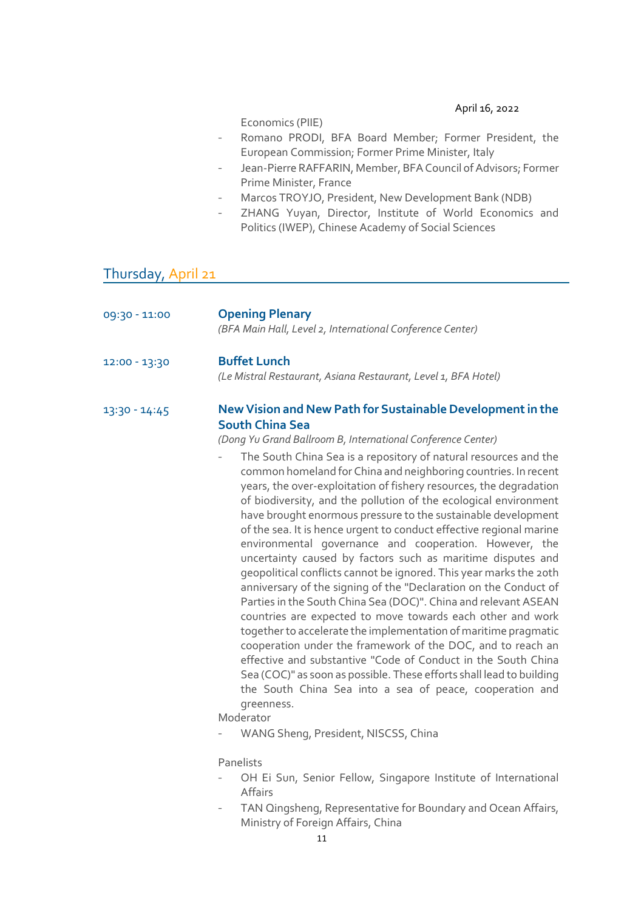Economics (PIIE)

- Romano PRODI, BFA Board Member; Former President, the European Commission; Former Prime Minister, Italy
- Jean-Pierre RAFFARIN, Member, BFA Council of Advisors; Former Prime Minister, France
- Marcos TROYJO, President, New Development Bank (NDB)
- ZHANG Yuyan, Director, Institute of World Economics and Politics (IWEP), Chinese Academy of Social Sciences

## Thursday, April 21

09:30 - 11:00 **Opening Plenary**

*(BFA Main Hall, Level 2, International Conference Center)*

12:00 - 13:30 **Buffet Lunch**

*(Le Mistral Restaurant, Asiana Restaurant, Level 1, BFA Hotel)*

13:30 - 14:45 **New Vision and New Path for Sustainable Development in the South China Sea**

*(Dong Yu Grand Ballroom B, International Conference Center)*

- The South China Sea is a repository of natural resources and the common homeland for China and neighboring countries. In recent years, the over-exploitation of fishery resources, the degradation of biodiversity, and the pollution of the ecological environment have brought enormous pressure to the sustainable development of the sea. It is hence urgent to conduct effective regional marine environmental governance and cooperation. However, the uncertainty caused by factors such as maritime disputes and geopolitical conflicts cannot be ignored. This year marks the 20th anniversary of the signing of the "Declaration on the Conduct of Parties in the South China Sea (DOC)". China and relevant ASEAN countries are expected to move towards each other and work together to accelerate the implementation of maritime pragmatic cooperation under the framework of the DOC, and to reach an effective and substantive "Code of Conduct in the South China Sea (COC)" as soon as possible. These efforts shall lead to building the South China Sea into a sea of peace, cooperation and greenness.

Moderator

- WANG Sheng, President, NISCSS, China

Panelists

- OH Ei Sun, Senior Fellow, Singapore Institute of International Affairs
- TAN Qingsheng, Representative for Boundary and Ocean Affairs, Ministry of Foreign Affairs, China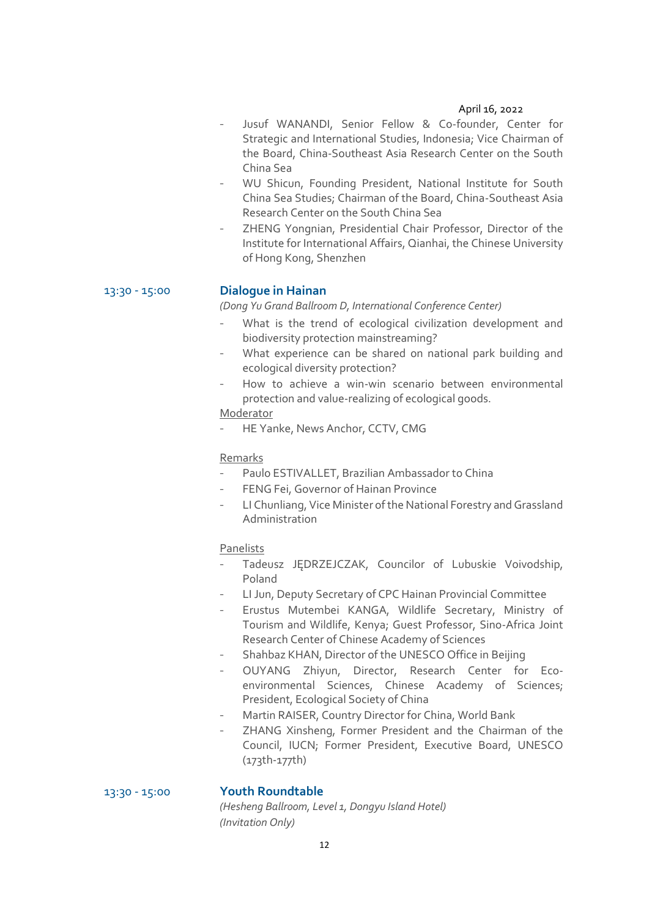April 16, 2022

- Jusuf WANANDI, Senior Fellow & Co-founder, Center for Strategic and International Studies, Indonesia; Vice Chairman of the Board, China-Southeast Asia Research Center on the South China Sea
- WU Shicun, Founding President, National Institute for South China Sea Studies; Chairman of the Board, China-Southeast Asia Research Center on the South China Sea
- ZHENG Yongnian, Presidential Chair Professor, Director of the Institute for International Affairs, Qianhai, the Chinese University of Hong Kong, Shenzhen

13:30 - 15:00

## Dialogue in Hainan

*(Dong Yu Grand Ballroom D, International Conference Center)*

- What is the trend of ecological civilization development and biodiversity protection mainstreaming?
- What experience can be shared on national park building and ecological diversity protection?
- How to achieve a win-win scenario between environmental protection and value-realizing of ecological goods.

Moderator

- HE Yanke, News Anchor, CCTV, CMG

Remarks

- Paulo ESTIVALLET, Brazilian Ambassador to China
- FENG Fei, Governor of Hainan Province
- LI Chunliang, Vice Minister of the National Forestry and Grassland Administration

Panelists

- Tadeusz JĘDRZEJCZAK, Councilor of Lubuskie Voivodship, Poland
- LI Jun, Deputy Secretary of CPC Hainan Provincial Committee
- Erustus Mutembei KANGA, Wildlife Secretary, Ministry of Tourism and Wildlife, Kenya; Guest Professor, Sino-Africa Joint Research Center of Chinese Academy of Sciences
- Shahbaz KHAN, Director of the UNESCO Office in Beijing
- OUYANG Zhiyun, Director, Research Center for Eco-environmental Sciences, Chinese Academy of Sciences; President, Ecological Society of China
- Martin RAISER, Country Director for China, World Bank
- ZHANG Xinsheng, Former President and the Chairman of the Council, IUCN; Former President, Executive Board, UNESCO (173th-177th)

13:30 - 15:00

## Youth Roundtable

*(Hesheng Ballroom, Level 1, Dongyu Island Hotel)*

*(Invitation Only)*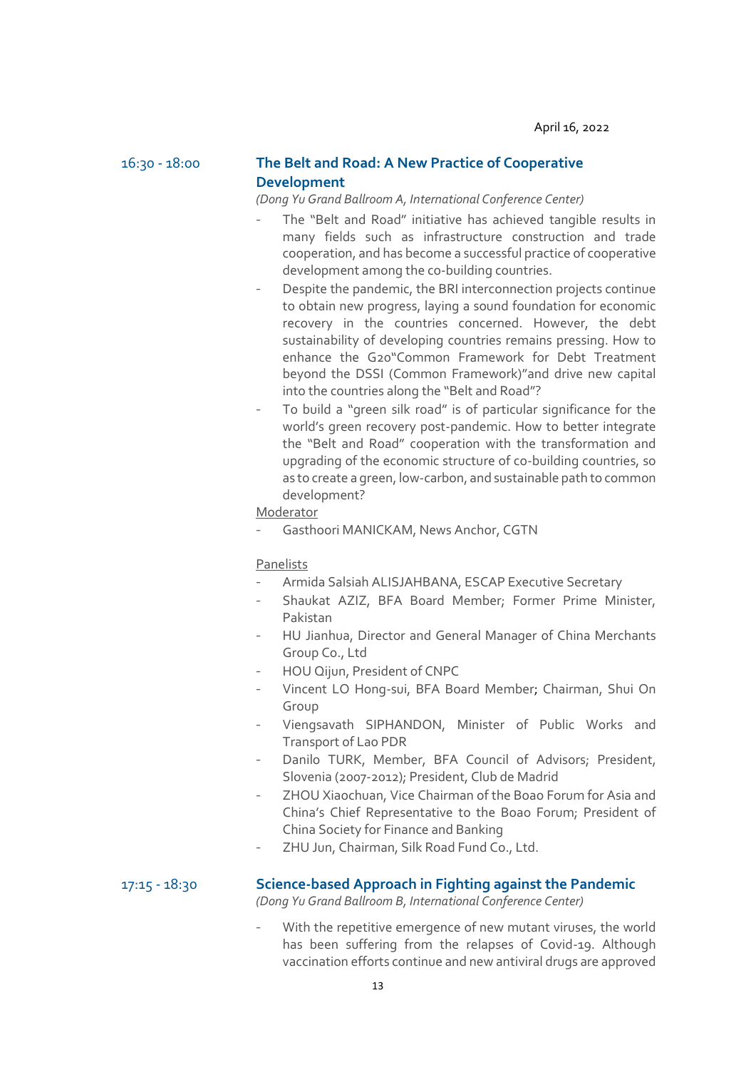April 16, 2022

16:30 - 18:00

## The Belt and Road: A New Practice of Cooperative Development

*(Dong Yu Grand Ballroom A, International Conference Center)*

- The "Belt and Road" initiative has achieved tangible results in many fields such as infrastructure construction and trade cooperation, and has become a successful practice of cooperative development among the co-building countries.
- Despite the pandemic, the BRI interconnection projects continue to obtain new progress, laying a sound foundation for economic recovery in the countries concerned. However, the debt sustainability of developing countries remains pressing. How to enhance the G20"Common Framework for Debt Treatment beyond the DSSI (Common Framework)"and drive new capital into the countries along the "Belt and Road"?
- To build a "green silk road" is of particular significance for the world's green recovery post-pandemic. How to better integrate the "Belt and Road" cooperation with the transformation and upgrading of the economic structure of co-building countries, so as to create a green, low-carbon, and sustainable path to common development?

Moderator

- Gasthoori MANICKAM, News Anchor, CGTN

Panelists

- Armida Salsiah ALISJAHBANA, ESCAP Executive Secretary
- Shaukat AZIZ, BFA Board Member; Former Prime Minister, Pakistan
- HU Jianhua, Director and General Manager of China Merchants Group Co., Ltd
- HOU Qijun, President of CNPC
- Vincent LO Hong-sui, BFA Board Member; Chairman, Shui On Group
- Viengsavath SIPHANDON, Minister of Public Works and Transport of Lao PDR
- Danilo TURK, Member, BFA Council of Advisors; President, Slovenia (2007-2012); President, Club de Madrid
- ZHOU Xiaochuan, Vice Chairman of the Boao Forum for Asia and China's Chief Representative to the Boao Forum; President of China Society for Finance and Banking
- ZHU Jun, Chairman, Silk Road Fund Co., Ltd.

17:15 - 18:30

## Science-based Approach in Fighting against the Pandemic

*(Dong Yu Grand Ballroom B, International Conference Center)*

- With the repetitive emergence of new mutant viruses, the world has been suffering from the relapses of Covid-19. Although vaccination efforts continue and new antiviral drugs are approved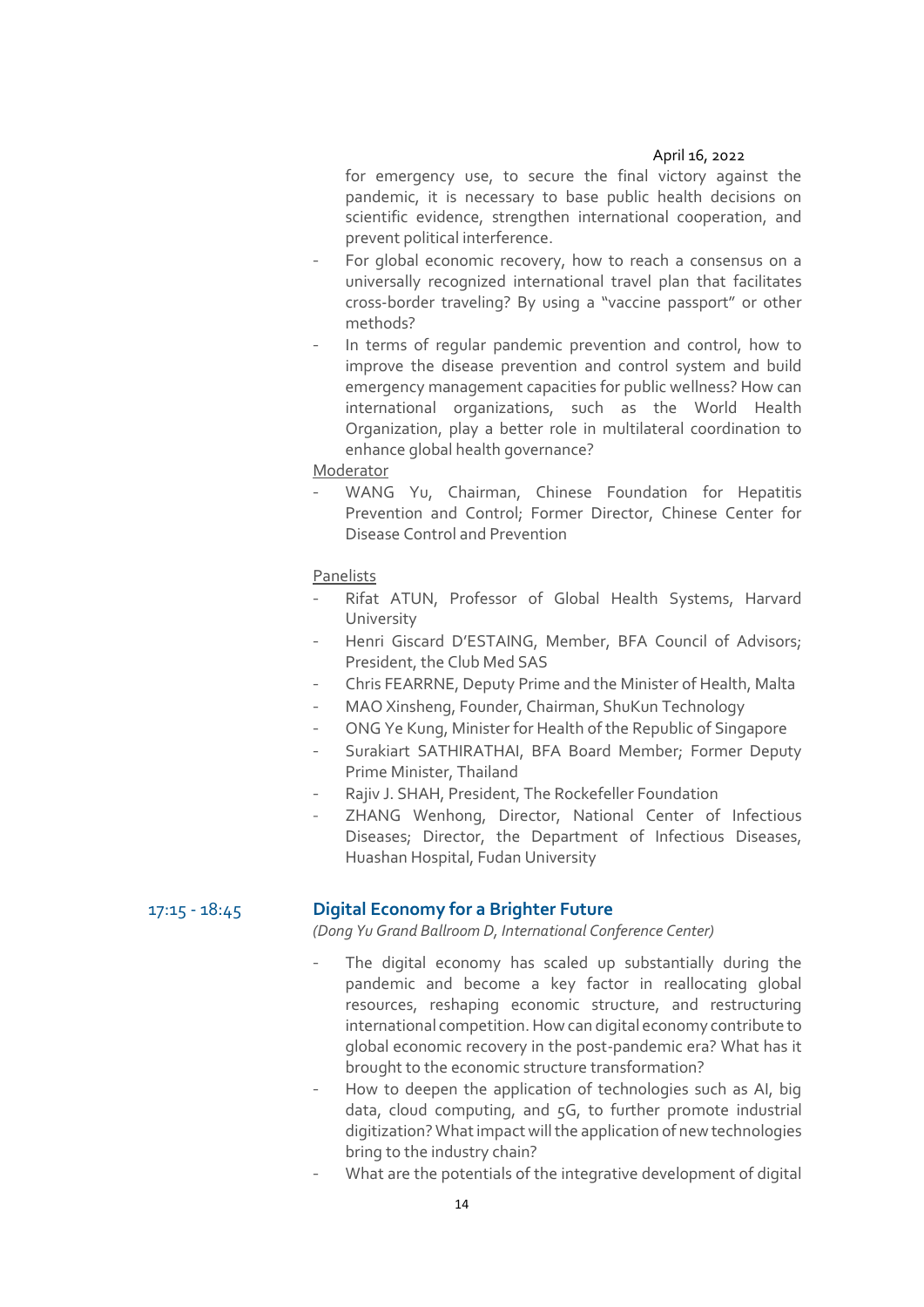for emergency use, to secure the final victory against the pandemic, it is necessary to base public health decisions on scientific evidence, strengthen international cooperation, and prevent political interference.

- For global economic recovery, how to reach a consensus on a universally recognized international travel plan that facilitates cross-border traveling? By using a "vaccine passport" or other methods?
- In terms of regular pandemic prevention and control, how to improve the disease prevention and control system and build emergency management capacities for public wellness? How can international organizations, such as the World Health Organization, play a better role in multilateral coordination to enhance global health governance?

Moderator

- WANG Yu, Chairman, Chinese Foundation for Hepatitis Prevention and Control; Former Director, Chinese Center for Disease Control and Prevention

Panelists

- Rifat ATUN, Professor of Global Health Systems, Harvard University
- Henri Giscard D'ESTAING, Member, BFA Council of Advisors; President, the Club Med SAS
- Chris FEARRNE, Deputy Prime and the Minister of Health, Malta
- MAO Xinsheng, Founder, Chairman, ShuKun Technology
- ONG Ye Kung, Minister for Health of the Republic of Singapore
- Surakiart SATHIRATHAI, BFA Board Member; Former Deputy Prime Minister, Thailand
- Rajiv J. SHAH, President, The Rockefeller Foundation
- ZHANG Wenhong, Director, National Center of Infectious Diseases; Director, the Department of Infectious Diseases, Huashan Hospital, Fudan University

17:15 - 18:45

## Digital Economy for a Brighter Future

*(Dong Yu Grand Ballroom D, International Conference Center)*

- The digital economy has scaled up substantially during the pandemic and become a key factor in reallocating global resources, reshaping economic structure, and restructuring international competition. How can digital economy contribute to global economic recovery in the post-pandemic era? What has it brought to the economic structure transformation?
- How to deepen the application of technologies such as AI, big data, cloud computing, and 5G, to further promote industrial digitization? What impact will the application of new technologies bring to the industry chain?
- What are the potentials of the integrative development of digital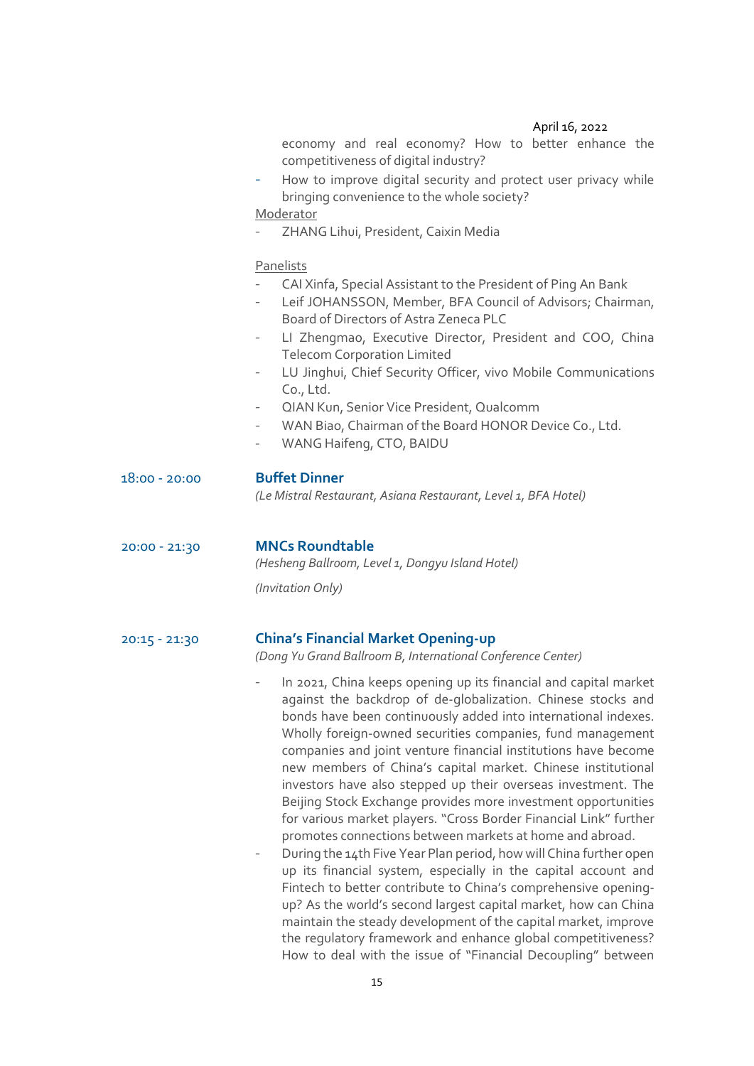economy and real economy? How to better enhance the competitiveness of digital industry?

- How to improve digital security and protect user privacy while bringing convenience to the whole society?

Moderator

- ZHANG Lihui, President, Caixin Media

Panelists

- CAI Xinfa, Special Assistant to the President of Ping An Bank
- Leif JOHANSSON, Member, BFA Council of Advisors; Chairman, Board of Directors of Astra Zeneca PLC
- LI Zhengmao, Executive Director, President and COO, China Telecom Corporation Limited
- LU Jinghui, Chief Security Officer, vivo Mobile Communications Co., Ltd.
- QIAN Kun, Senior Vice President, Qualcomm
- WAN Biao, Chairman of the Board HONOR Device Co., Ltd.
- WANG Haifeng, CTO, BAIDU

18:00 - 20:00 **Buffet Dinner**

*(Le Mistral Restaurant, Asiana Restaurant, Level 1, BFA Hotel)*

20:00 - 21:30 **MNCs Roundtable**

*(Hesheng Ballroom, Level 1, Dongyu Island Hotel)*

*(Invitation Only)*

20:15 - 21:30 **China's Financial Market Opening-up**

*(Dong Yu Grand Ballroom B, International Conference Center)*

- In 2021, China keeps opening up its financial and capital market against the backdrop of de-globalization. Chinese stocks and bonds have been continuously added into international indexes. Wholly foreign-owned securities companies, fund management companies and joint venture financial institutions have become new members of China's capital market. Chinese institutional investors have also stepped up their overseas investment. The Beijing Stock Exchange provides more investment opportunities for various market players. "Cross Border Financial Link" further promotes connections between markets at home and abroad.
- During the 14th Five Year Plan period, how will China further open up its financial system, especially in the capital account and Fintech to better contribute to China's comprehensive opening-up? As the world's second largest capital market, how can China maintain the steady development of the capital market, improve the regulatory framework and enhance global competitiveness? How to deal with the issue of "Financial Decoupling" between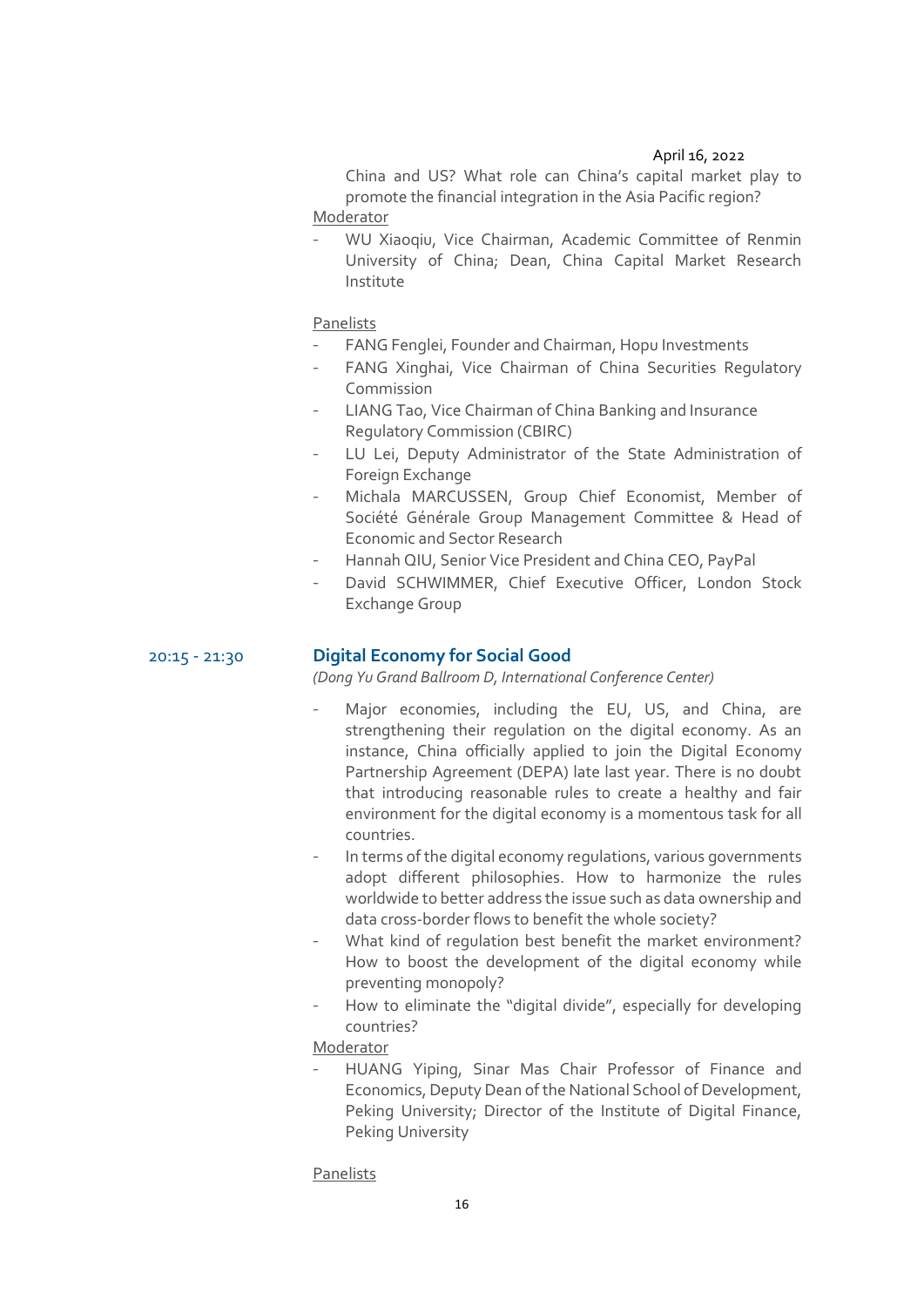China and US? What role can China's capital market play to promote the financial integration in the Asia Pacific region?

Moderator

- WU Xiaoqiu, Vice Chairman, Academic Committee of Renmin University of China; Dean, China Capital Market Research Institute

Panelists

- FANG Fenglei, Founder and Chairman, Hopu Investments
- FANG Xinghai, Vice Chairman of China Securities Regulatory Commission
- LIANG Tao, Vice Chairman of China Banking and Insurance Regulatory Commission (CBIRC)
- LU Lei, Deputy Administrator of the State Administration of Foreign Exchange
- Michala MARCUSSEN, Group Chief Economist, Member of Société Générale Group Management Committee & Head of Economic and Sector Research
- Hannah QIU, Senior Vice President and China CEO, PayPal
- David SCHWIMMER, Chief Executive Officer, London Stock Exchange Group

20:15 - 21:30

## Digital Economy for Social Good

*(Dong Yu Grand Ballroom D, International Conference Center)*

- Major economies, including the EU, US, and China, are strengthening their regulation on the digital economy. As an instance, China officially applied to join the Digital Economy Partnership Agreement (DEPA) late last year. There is no doubt that introducing reasonable rules to create a healthy and fair environment for the digital economy is a momentous task for all countries.
- In terms of the digital economy regulations, various governments adopt different philosophies. How to harmonize the rules worldwide to better address the issue such as data ownership and data cross-border flows to benefit the whole society?
- What kind of regulation best benefit the market environment? How to boost the development of the digital economy while preventing monopoly?
- How to eliminate the "digital divide", especially for developing countries?

Moderator

- HUANG Yiping, Sinar Mas Chair Professor of Finance and Economics, Deputy Dean of the National School of Development, Peking University; Director of the Institute of Digital Finance, Peking University

Panelists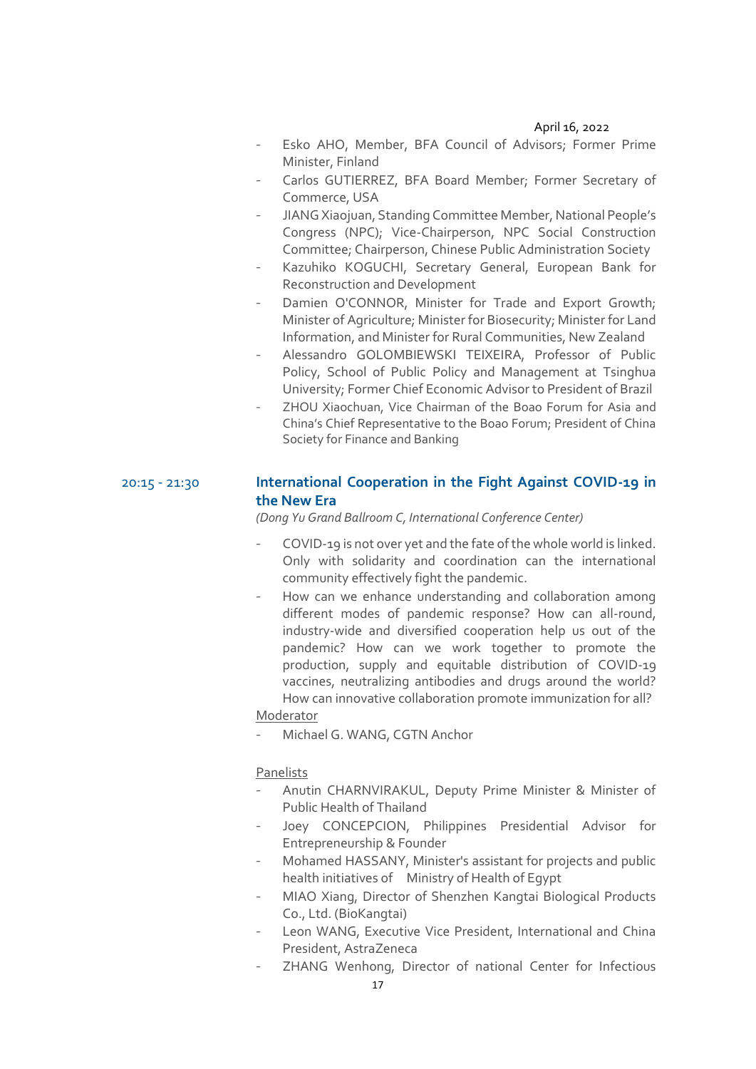April 16, 2022

- Esko AHO, Member, BFA Council of Advisors; Former Prime Minister, Finland
- Carlos GUTIERREZ, BFA Board Member; Former Secretary of Commerce, USA
- JIANG Xiaojuan, Standing Committee Member, National People's Congress (NPC); Vice-Chairperson, NPC Social Construction Committee; Chairperson, Chinese Public Administration Society
- Kazuhiko KOGUCHI, Secretary General, European Bank for Reconstruction and Development
- Damien O'CONNOR, Minister for Trade and Export Growth; Minister of Agriculture; Minister for Biosecurity; Minister for Land Information, and Minister for Rural Communities, New Zealand
- Alessandro GOLOMBIEWSKI TEIXEIRA, Professor of Public Policy, School of Public Policy and Management at Tsinghua University; Former Chief Economic Advisor to President of Brazil
- ZHOU Xiaochuan, Vice Chairman of the Boao Forum for Asia and China's Chief Representative to the Boao Forum; President of China Society for Finance and Banking

20:15 - 21:30

### International Cooperation in the Fight Against COVID-19 in the New Era

*(Dong Yu Grand Ballroom C, International Conference Center)*

- COVID-19 is not over yet and the fate of the whole world is linked. Only with solidarity and coordination can the international community effectively fight the pandemic.
- How can we enhance understanding and collaboration among different modes of pandemic response? How can all-round, industry-wide and diversified cooperation help us out of the pandemic? How can we work together to promote the production, supply and equitable distribution of COVID-19 vaccines, neutralizing antibodies and drugs around the world? How can innovative collaboration promote immunization for all?

Moderator

- Michael G. WANG, CGTN Anchor

Panelists

- Anutin CHARNVIRAKUL, Deputy Prime Minister & Minister of Public Health of Thailand
- Joey CONCEPCION, Philippines Presidential Advisor for Entrepreneurship & Founder
- Mohamed HASSANY, Minister's assistant for projects and public health initiatives of Ministry of Health of Egypt
- MIAO Xiang, Director of Shenzhen Kangtai Biological Products Co., Ltd. (BioKangtai)
- Leon WANG, Executive Vice President, International and China President, AstraZeneca
- ZHANG Wenhong, Director of national Center for Infectious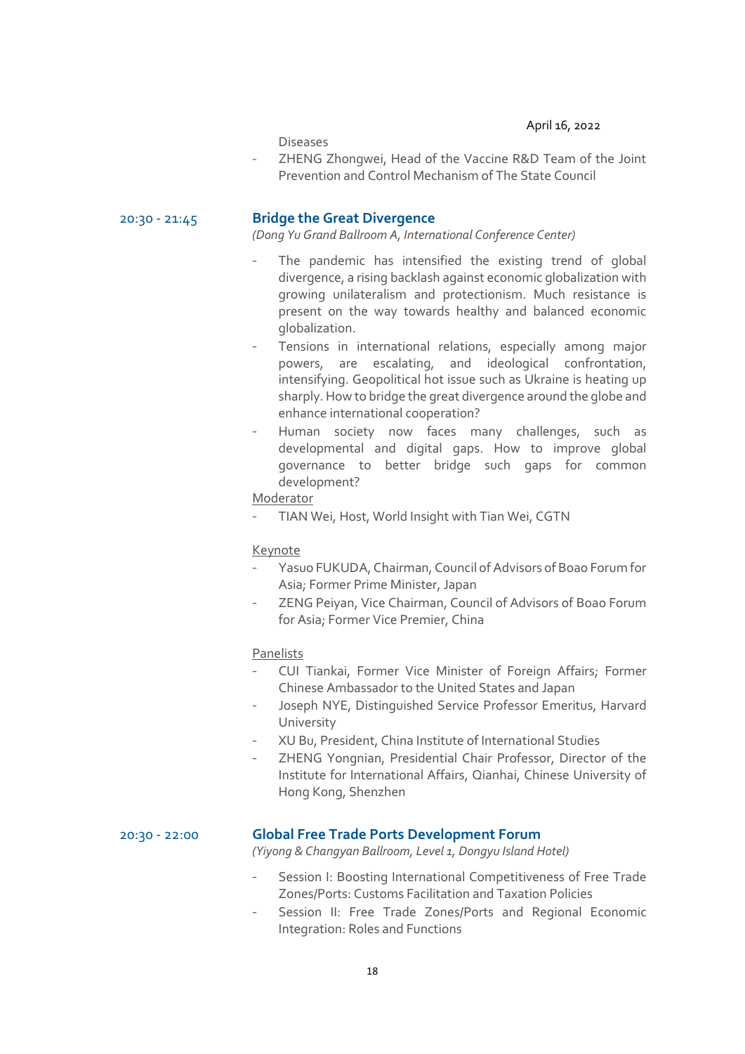Diseases

- ZHENG Zhongwei, Head of the Vaccine R&D Team of the Joint Prevention and Control Mechanism of The State Council

20:30 - 21:45

## Bridge the Great Divergence

*(Dong Yu Grand Ballroom A, International Conference Center)*

- The pandemic has intensified the existing trend of global divergence, a rising backlash against economic globalization with growing unilateralism and protectionism. Much resistance is present on the way towards healthy and balanced economic globalization.
- Tensions in international relations, especially among major powers, are escalating, and ideological confrontation, intensifying. Geopolitical hot issue such as Ukraine is heating up sharply. How to bridge the great divergence around the globe and enhance international cooperation?
- Human society now faces many challenges, such as developmental and digital gaps. How to improve global governance to better bridge such gaps for common development?

Moderator

- TIAN Wei, Host, World Insight with Tian Wei, CGTN

Keynote

- Yasuo FUKUDA, Chairman, Council of Advisors of Boao Forum for Asia; Former Prime Minister, Japan
- ZENG Peiyan, Vice Chairman, Council of Advisors of Boao Forum for Asia; Former Vice Premier, China

Panelists

- CUI Tiankai, Former Vice Minister of Foreign Affairs; Former Chinese Ambassador to the United States and Japan
- Joseph NYE, Distinguished Service Professor Emeritus, Harvard University
- XU Bu, President, China Institute of International Studies
- ZHENG Yongnian, Presidential Chair Professor, Director of the Institute for International Affairs, Qianhai, Chinese University of Hong Kong, Shenzhen

20:30 - 22:00

## Global Free Trade Ports Development Forum

*(Yiyong & Changyan Ballroom, Level 1, Dongyu Island Hotel)*

- Session I: Boosting International Competitiveness of Free Trade Zones/Ports: Customs Facilitation and Taxation Policies
- Session II: Free Trade Zones/Ports and Regional Economic Integration: Roles and Functions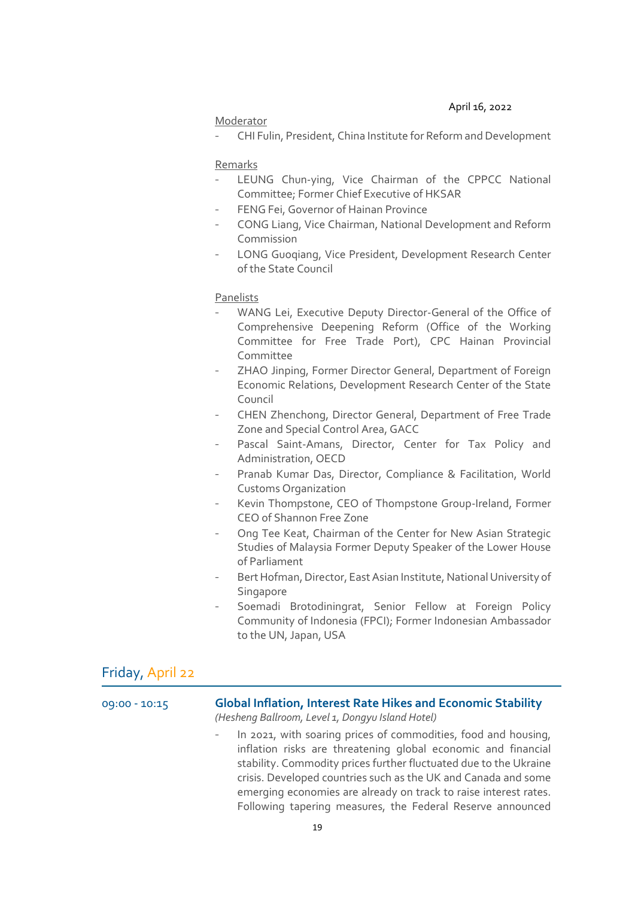April 16, 2022

Moderator

- CHI Fulin, President, China Institute for Reform and Development

Remarks

- LEUNG Chun-ying, Vice Chairman of the CPPCC National Committee; Former Chief Executive of HKSAR
- FENG Fei, Governor of Hainan Province
- CONG Liang, Vice Chairman, National Development and Reform Commission
- LONG Guoqiang, Vice President, Development Research Center of the State Council

Panelists

- WANG Lei, Executive Deputy Director-General of the Office of Comprehensive Deepening Reform (Office of the Working Committee for Free Trade Port), CPC Hainan Provincial Committee
- ZHAO Jinping, Former Director General, Department of Foreign Economic Relations, Development Research Center of the State Council
- CHEN Zhenchong, Director General, Department of Free Trade Zone and Special Control Area, GACC
- Pascal Saint-Amans, Director, Center for Tax Policy and Administration, OECD
- Pranab Kumar Das, Director, Compliance & Facilitation, World Customs Organization
- Kevin Thompstone, CEO of Thompstone Group-Ireland, Former CEO of Shannon Free Zone
- Ong Tee Keat, Chairman of the Center for New Asian Strategic Studies of Malaysia Former Deputy Speaker of the Lower House of Parliament
- Bert Hofman, Director, East Asian Institute, National University of Singapore
- Soemadi Brotodiningrat, Senior Fellow at Foreign Policy Community of Indonesia (FPCI); Former Indonesian Ambassador to the UN, Japan, USA

## Friday, April 22

09:00 - 10:15

### Global Inflation, Interest Rate Hikes and Economic Stability

*(Hesheng Ballroom, Level 1, Dongyu Island Hotel)*

- In 2021, with soaring prices of commodities, food and housing, inflation risks are threatening global economic and financial stability. Commodity prices further fluctuated due to the Ukraine crisis. Developed countries such as the UK and Canada and some emerging economies are already on track to raise interest rates. Following tapering measures, the Federal Reserve announced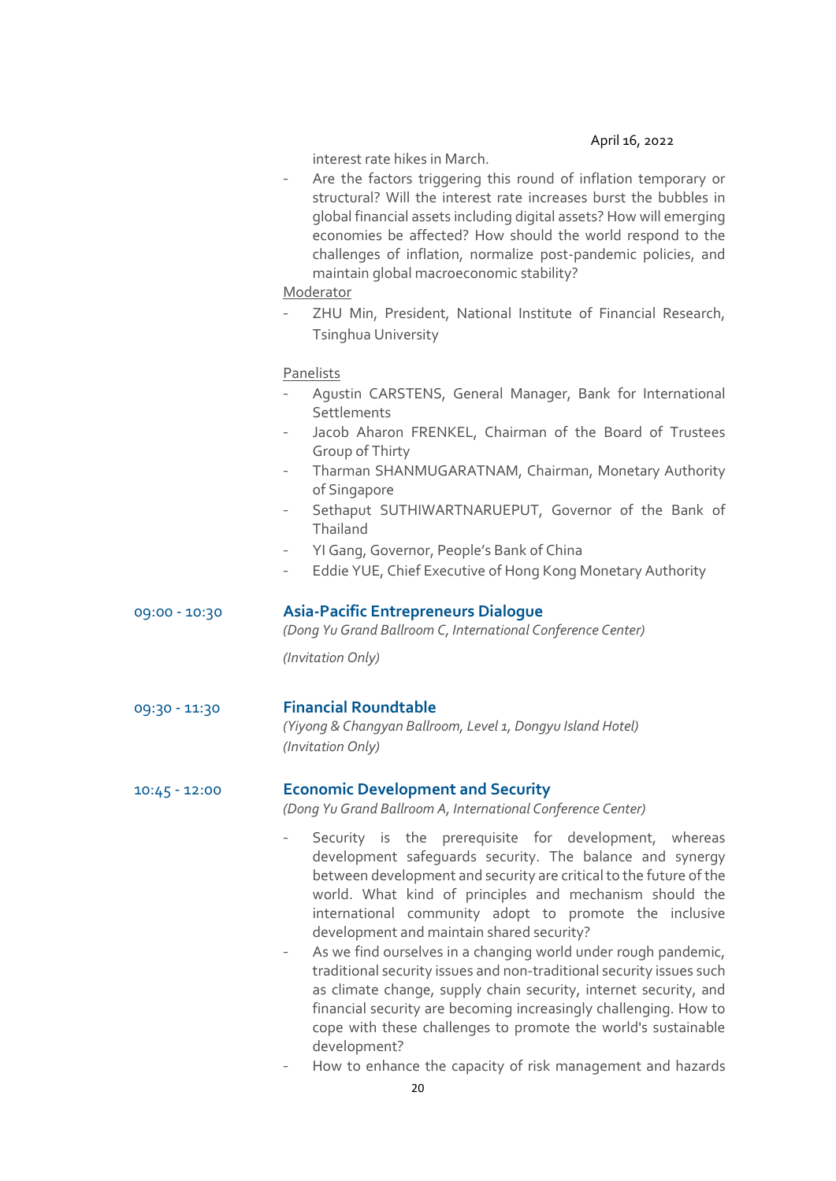interest rate hikes in March.

- Are the factors triggering this round of inflation temporary or structural? Will the interest rate increases burst the bubbles in global financial assets including digital assets? How will emerging economies be affected? How should the world respond to the challenges of inflation, normalize post-pandemic policies, and maintain global macroeconomic stability?

Moderator

- ZHU Min, President, National Institute of Financial Research, Tsinghua University

Panelists

- Agustin CARSTENS, General Manager, Bank for International Settlements
- Jacob Aharon FRENKEL, Chairman of the Board of Trustees Group of Thirty
- Tharman SHANMUGARATNAM, Chairman, Monetary Authority of Singapore
- Sethaput SUTHIWARTNARUEPUT, Governor of the Bank of Thailand
- YI Gang, Governor, People's Bank of China
- Eddie YUE, Chief Executive of Hong Kong Monetary Authority

09:00 - 10:30 **Asia-Pacific Entrepreneurs Dialogue**

*(Dong Yu Grand Ballroom C, International Conference Center)*

*(Invitation Only)*

09:30 - 11:30 **Financial Roundtable**

*(Yiyong & Changyan Ballroom, Level 1, Dongyu Island Hotel)*

*(Invitation Only)*

10:45 - 12:00 **Economic Development and Security**

*(Dong Yu Grand Ballroom A, International Conference Center)*

- Security is the prerequisite for development, whereas development safeguards security. The balance and synergy between development and security are critical to the future of the world. What kind of principles and mechanism should the international community adopt to promote the inclusive development and maintain shared security?
- As we find ourselves in a changing world under rough pandemic, traditional security issues and non-traditional security issues such as climate change, supply chain security, internet security, and financial security are becoming increasingly challenging. How to cope with these challenges to promote the world's sustainable development?
- How to enhance the capacity of risk management and hazards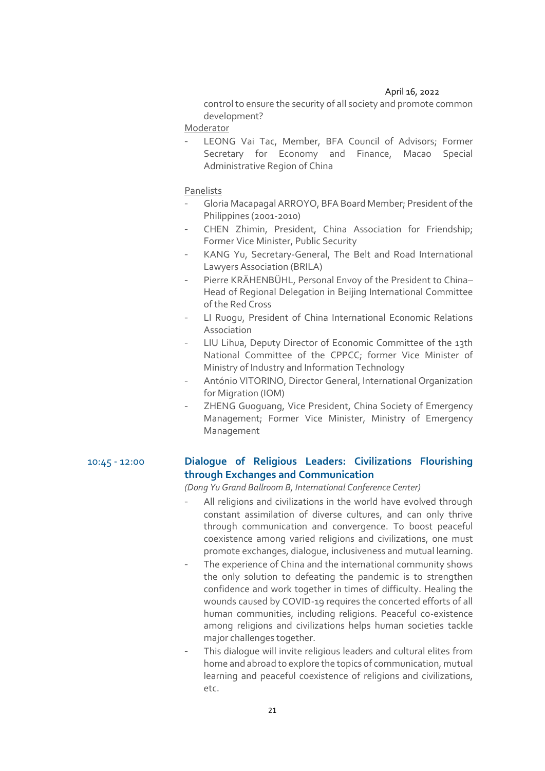April 16, 2022

control to ensure the security of all society and promote common development?

Moderator

- LEONG Vai Tac, Member, BFA Council of Advisors; Former Secretary for Economy and Finance, Macao Special Administrative Region of China

Panelists

- Gloria Macapagal ARROYO, BFA Board Member; President of the Philippines (2001-2010)
- CHEN Zhimin, President, China Association for Friendship; Former Vice Minister, Public Security
- KANG Yu, Secretary-General, The Belt and Road International Lawyers Association (BRILA)
- Pierre KRÄHENBÜHL, Personal Envoy of the President to China–Head of Regional Delegation in Beijing International Committee of the Red Cross
- LI Ruogu, President of China International Economic Relations Association
- LIU Lihua, Deputy Director of Economic Committee of the 13th National Committee of the CPPCC; former Vice Minister of Ministry of Industry and Information Technology
- António VITORINO, Director General, International Organization for Migration (IOM)
- ZHENG Guoguang, Vice President, China Society of Emergency Management; Former Vice Minister, Ministry of Emergency Management

10:45 - 12:00

## Dialogue of Religious Leaders: Civilizations Flourishing through Exchanges and Communication

*(Dong Yu Grand Ballroom B, International Conference Center)*

- All religions and civilizations in the world have evolved through constant assimilation of diverse cultures, and can only thrive through communication and convergence. To boost peaceful coexistence among varied religions and civilizations, one must promote exchanges, dialogue, inclusiveness and mutual learning.
- The experience of China and the international community shows the only solution to defeating the pandemic is to strengthen confidence and work together in times of difficulty. Healing the wounds caused by COVID-19 requires the concerted efforts of all human communities, including religions. Peaceful co-existence among religions and civilizations helps human societies tackle major challenges together.
- This dialogue will invite religious leaders and cultural elites from home and abroad to explore the topics of communication, mutual learning and peaceful coexistence of religions and civilizations, etc.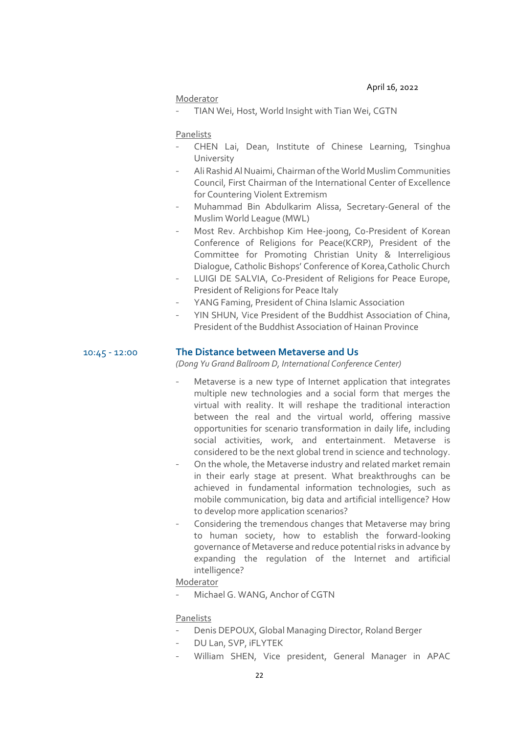April 16, 2022

Moderator

- TIAN Wei, Host, World Insight with Tian Wei, CGTN

Panelists

- CHEN Lai, Dean, Institute of Chinese Learning, Tsinghua University
- Ali Rashid Al Nuaimi, Chairman of the World Muslim Communities Council, First Chairman of the International Center of Excellence for Countering Violent Extremism
- Muhammad Bin Abdulkarim Alissa, Secretary-General of the Muslim World League (MWL)
- Most Rev. Archbishop Kim Hee-joong, Co-President of Korean Conference of Religions for Peace(KCRP), President of the Committee for Promoting Christian Unity & Interreligious Dialogue, Catholic Bishops' Conference of Korea,Catholic Church
- LUIGI DE SALVIA, Co-President of Religions for Peace Europe, President of Religions for Peace Italy
- YANG Faming, President of China Islamic Association
- YIN SHUN, Vice President of the Buddhist Association of China, President of the Buddhist Association of Hainan Province

10:45 - 12:00

## The Distance between Metaverse and Us

*(Dong Yu Grand Ballroom D, International Conference Center)*

- Metaverse is a new type of Internet application that integrates multiple new technologies and a social form that merges the virtual with reality. It will reshape the traditional interaction between the real and the virtual world, offering massive opportunities for scenario transformation in daily life, including social activities, work, and entertainment. Metaverse is considered to be the next global trend in science and technology.
- On the whole, the Metaverse industry and related market remain in their early stage at present. What breakthroughs can be achieved in fundamental information technologies, such as mobile communication, big data and artificial intelligence? How to develop more application scenarios?
- Considering the tremendous changes that Metaverse may bring to human society, how to establish the forward-looking governance of Metaverse and reduce potential risks in advance by expanding the regulation of the Internet and artificial intelligence?

Moderator

- Michael G. WANG, Anchor of CGTN

Panelists

- Denis DEPOUX, Global Managing Director, Roland Berger
- DU Lan, SVP, iFLYTEK
- William SHEN, Vice president, General Manager in APAC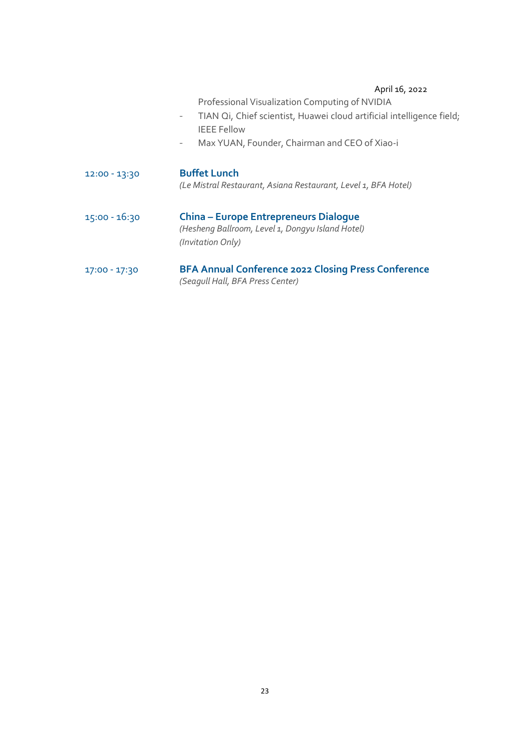April 16, 2022

Professional Visualization Computing of NVIDIA
- TIAN Qi, Chief scientist, Huawei cloud artificial intelligence field; IEEE Fellow
- Max YUAN, Founder, Chairman and CEO of Xiao-i

12:00 - 13:30 **Buffet Lunch**
*(Le Mistral Restaurant, Asiana Restaurant, Level 1, BFA Hotel)*

15:00 - 16:30 **China – Europe Entrepreneurs Dialogue**
*(Hesheng Ballroom, Level 1, Dongyu Island Hotel)*
*(Invitation Only)*

17:00 - 17:30 **BFA Annual Conference 2022 Closing Press Conference**
*(Seagull Hall, BFA Press Center)*